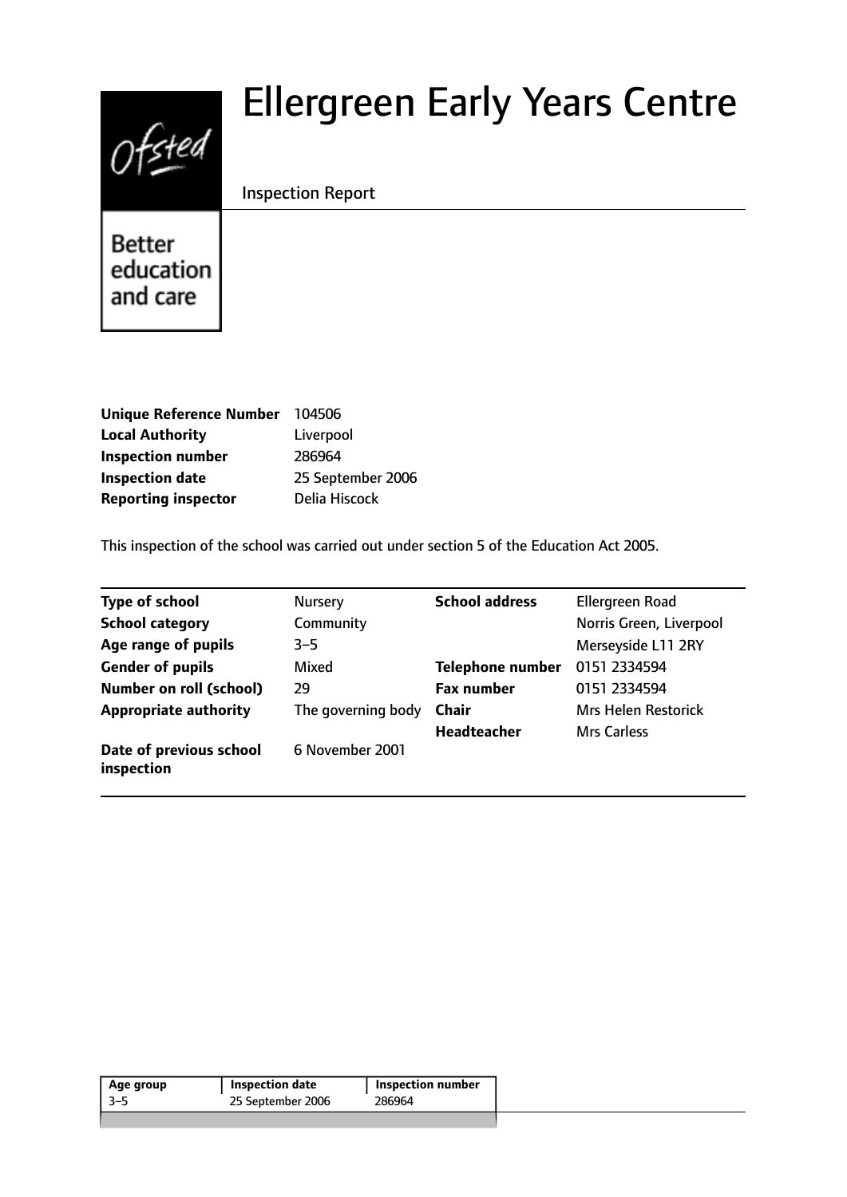# Ellergreen Early Years Centre

Inspection Report

Better education and care

| | |
|---|---|
| **Unique Reference Number** | 104506 |
| **Local Authority** | Liverpool |
| **Inspection number** | 286964 |
| **Inspection date** | 25 September 2006 |
| **Reporting inspector** | Delia Hiscock |

This inspection of the school was carried out under section 5 of the Education Act 2005.

| | | | |
|---|---|---|---|
| **Type of school** | Nursery | **School address** | Ellergreen Road |
| **School category** | Community | | Norris Green, Liverpool |
| **Age range of pupils** | 3–5 | | Merseyside L11 2RY |
| **Gender of pupils** | Mixed | **Telephone number** | 0151 2334594 |
| **Number on roll (school)** | 29 | **Fax number** | 0151 2334594 |
| **Appropriate authority** | The governing body | **Chair** | Mrs Helen Restorick |
| | | **Headteacher** | Mrs Carless |
| **Date of previous school inspection** | 6 November 2001 | | |

| Age group | Inspection date | Inspection number |
|---|---|---|
| 3–5 | 25 September 2006 | 286964 |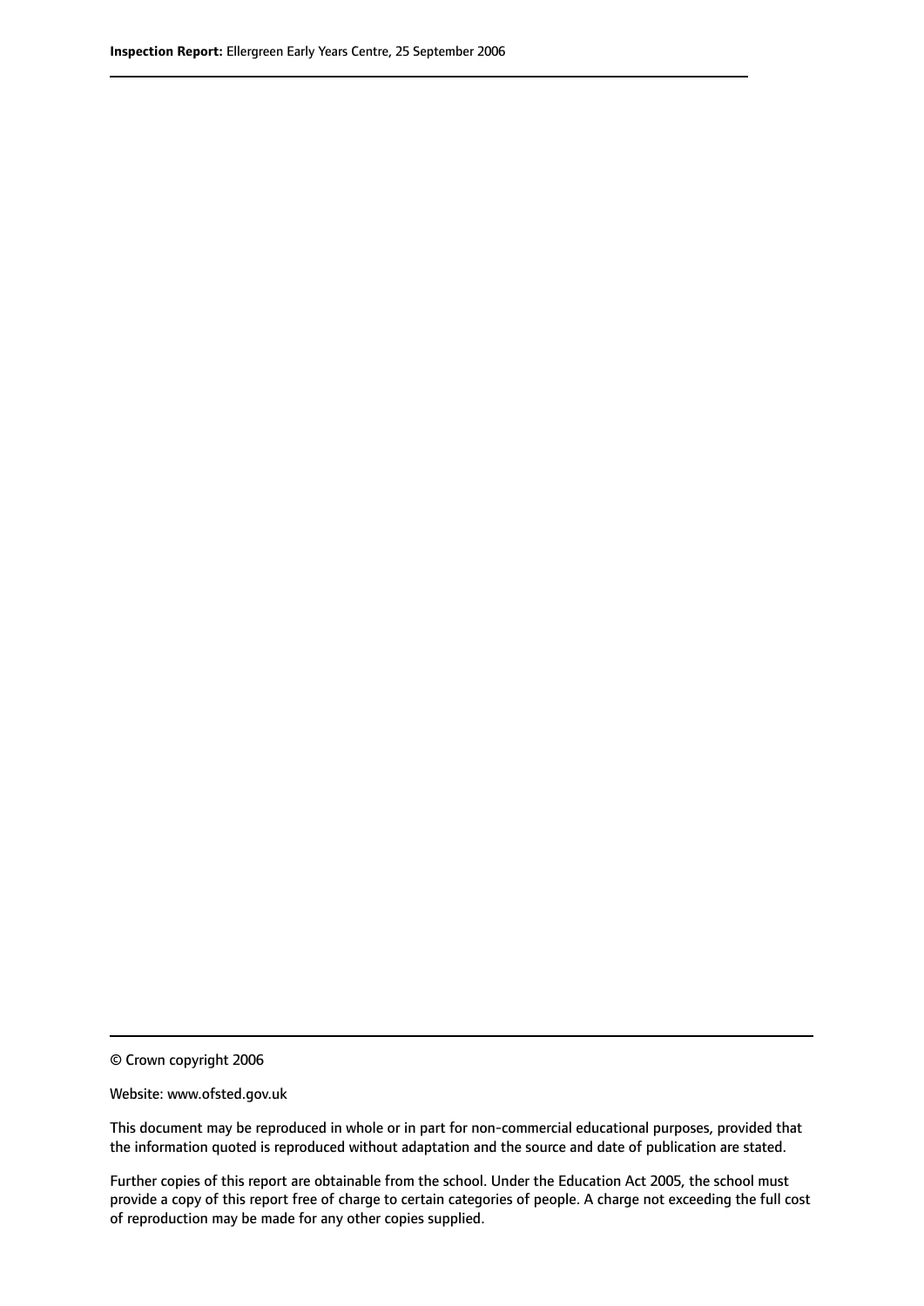© Crown copyright 2006

Website: www.ofsted.gov.uk

This document may be reproduced in whole or in part for non-commercial educational purposes, provided that the information quoted is reproduced without adaptation and the source and date of publication are stated.

Further copies of this report are obtainable from the school. Under the Education Act 2005, the school must provide a copy of this report free of charge to certain categories of people. A charge not exceeding the full cost of reproduction may be made for any other copies supplied.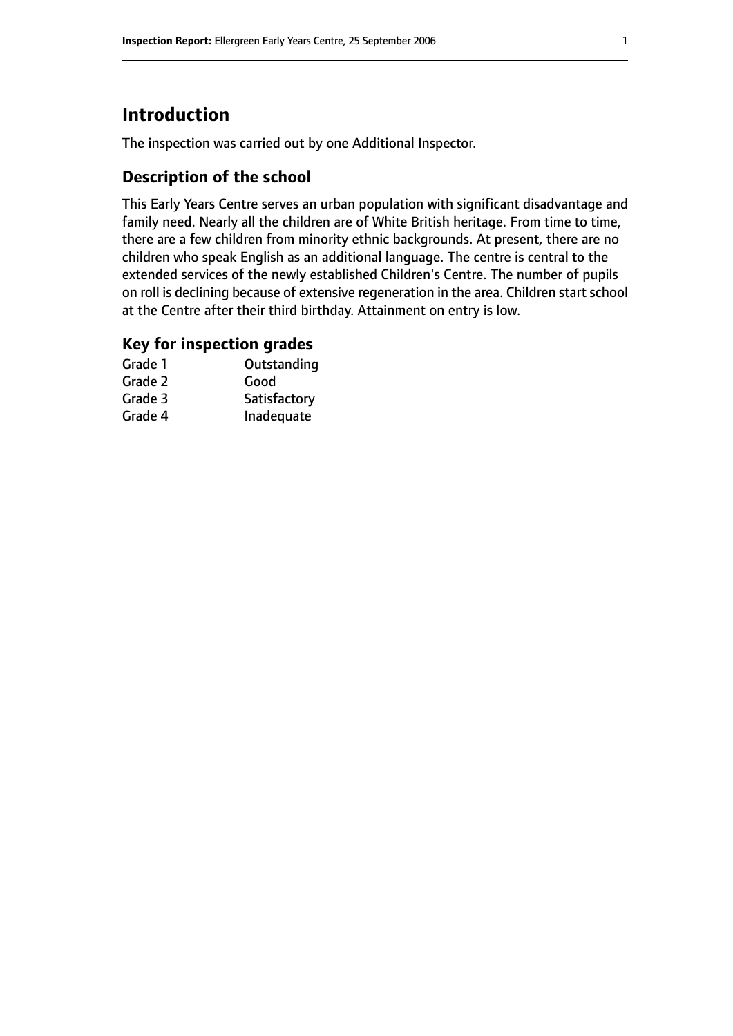# Introduction

The inspection was carried out by one Additional Inspector.

## Description of the school

This Early Years Centre serves an urban population with significant disadvantage and family need. Nearly all the children are of White British heritage. From time to time, there are a few children from minority ethnic backgrounds. At present, there are no children who speak English as an additional language. The centre is central to the extended services of the newly established Children's Centre. The number of pupils on roll is declining because of extensive regeneration in the area. Children start school at the Centre after their third birthday. Attainment on entry is low.

## Key for inspection grades

| | |
|---|---|
| Grade 1 | Outstanding |
| Grade 2 | Good |
| Grade 3 | Satisfactory |
| Grade 4 | Inadequate |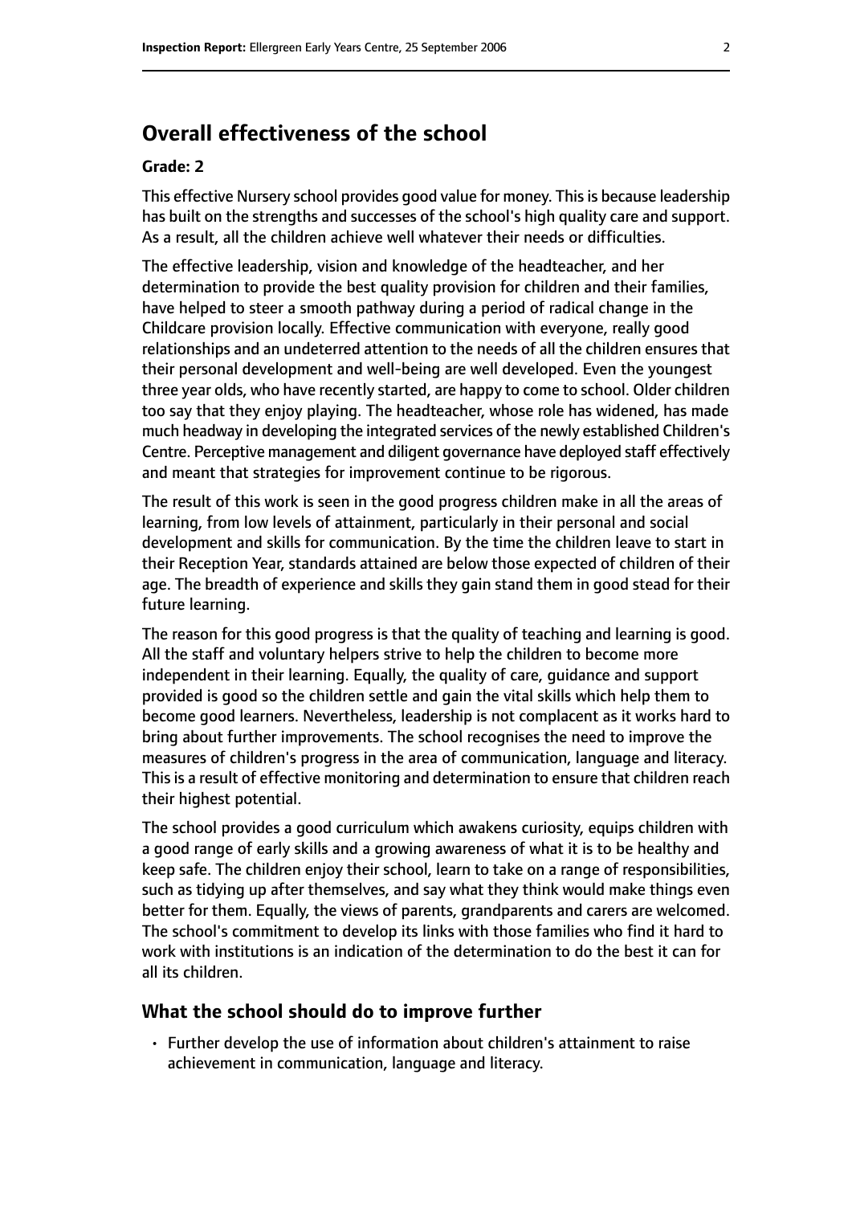# Overall effectiveness of the school

**Grade: 2**

This effective Nursery school provides good value for money. This is because leadership has built on the strengths and successes of the school's high quality care and support. As a result, all the children achieve well whatever their needs or difficulties.

The effective leadership, vision and knowledge of the headteacher, and her determination to provide the best quality provision for children and their families, have helped to steer a smooth pathway during a period of radical change in the Childcare provision locally. Effective communication with everyone, really good relationships and an undeterred attention to the needs of all the children ensures that their personal development and well-being are well developed. Even the youngest three year olds, who have recently started, are happy to come to school. Older children too say that they enjoy playing. The headteacher, whose role has widened, has made much headway in developing the integrated services of the newly established Children's Centre. Perceptive management and diligent governance have deployed staff effectively and meant that strategies for improvement continue to be rigorous.

The result of this work is seen in the good progress children make in all the areas of learning, from low levels of attainment, particularly in their personal and social development and skills for communication. By the time the children leave to start in their Reception Year, standards attained are below those expected of children of their age. The breadth of experience and skills they gain stand them in good stead for their future learning.

The reason for this good progress is that the quality of teaching and learning is good. All the staff and voluntary helpers strive to help the children to become more independent in their learning. Equally, the quality of care, guidance and support provided is good so the children settle and gain the vital skills which help them to become good learners. Nevertheless, leadership is not complacent as it works hard to bring about further improvements. The school recognises the need to improve the measures of children's progress in the area of communication, language and literacy. This is a result of effective monitoring and determination to ensure that children reach their highest potential.

The school provides a good curriculum which awakens curiosity, equips children with a good range of early skills and a growing awareness of what it is to be healthy and keep safe. The children enjoy their school, learn to take on a range of responsibilities, such as tidying up after themselves, and say what they think would make things even better for them. Equally, the views of parents, grandparents and carers are welcomed. The school's commitment to develop its links with those families who find it hard to work with institutions is an indication of the determination to do the best it can for all its children.

## What the school should do to improve further

- Further develop the use of information about children's attainment to raise achievement in communication, language and literacy.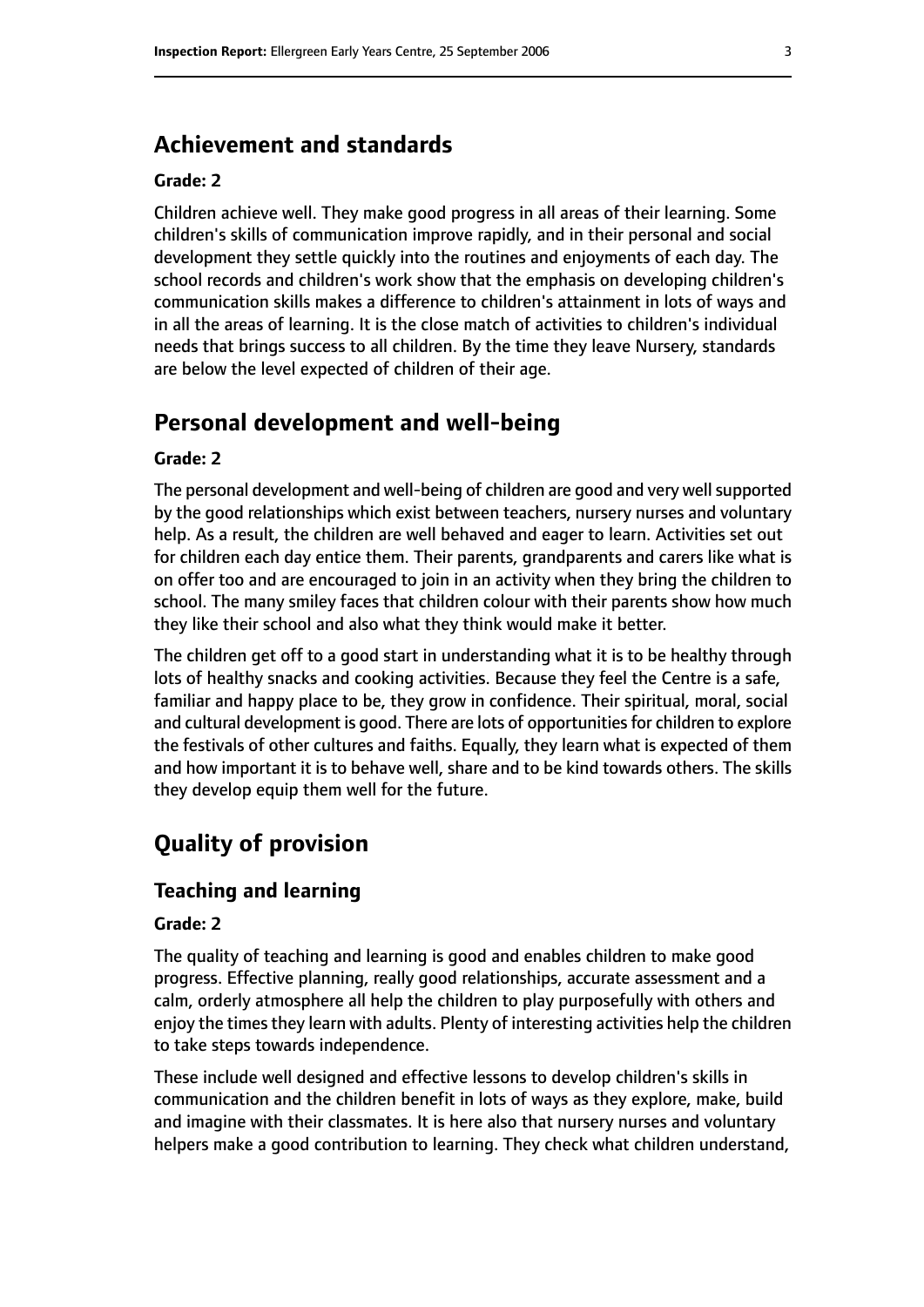## Achievement and standards

### Grade: 2

Children achieve well. They make good progress in all areas of their learning. Some children's skills of communication improve rapidly, and in their personal and social development they settle quickly into the routines and enjoyments of each day. The school records and children's work show that the emphasis on developing children's communication skills makes a difference to children's attainment in lots of ways and in all the areas of learning. It is the close match of activities to children's individual needs that brings success to all children. By the time they leave Nursery, standards are below the level expected of children of their age.

## Personal development and well-being

### Grade: 2

The personal development and well-being of children are good and very well supported by the good relationships which exist between teachers, nursery nurses and voluntary help. As a result, the children are well behaved and eager to learn. Activities set out for children each day entice them. Their parents, grandparents and carers like what is on offer too and are encouraged to join in an activity when they bring the children to school. The many smiley faces that children colour with their parents show how much they like their school and also what they think would make it better.

The children get off to a good start in understanding what it is to be healthy through lots of healthy snacks and cooking activities. Because they feel the Centre is a safe, familiar and happy place to be, they grow in confidence. Their spiritual, moral, social and cultural development is good. There are lots of opportunities for children to explore the festivals of other cultures and faiths. Equally, they learn what is expected of them and how important it is to behave well, share and to be kind towards others. The skills they develop equip them well for the future.

# Quality of provision

## Teaching and learning

### Grade: 2

The quality of teaching and learning is good and enables children to make good progress. Effective planning, really good relationships, accurate assessment and a calm, orderly atmosphere all help the children to play purposefully with others and enjoy the times they learn with adults. Plenty of interesting activities help the children to take steps towards independence.

These include well designed and effective lessons to develop children's skills in communication and the children benefit in lots of ways as they explore, make, build and imagine with their classmates. It is here also that nursery nurses and voluntary helpers make a good contribution to learning. They check what children understand,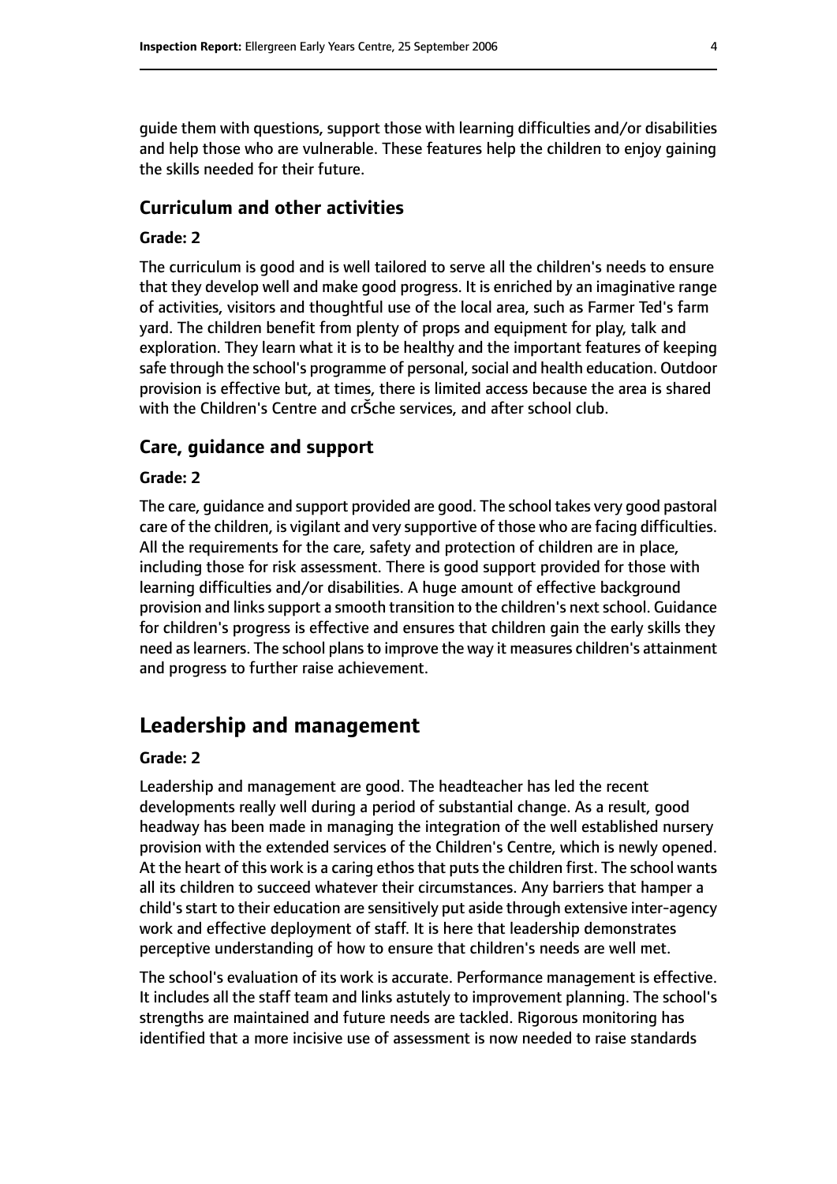guide them with questions, support those with learning difficulties and/or disabilities and help those who are vulnerable. These features help the children to enjoy gaining the skills needed for their future.

### Curriculum and other activities

#### Grade: 2

The curriculum is good and is well tailored to serve all the children's needs to ensure that they develop well and make good progress. It is enriched by an imaginative range of activities, visitors and thoughtful use of the local area, such as Farmer Ted's farm yard. The children benefit from plenty of props and equipment for play, talk and exploration. They learn what it is to be healthy and the important features of keeping safe through the school's programme of personal, social and health education. Outdoor provision is effective but, at times, there is limited access because the area is shared with the Children's Centre and crŠche services, and after school club.

### Care, guidance and support

#### Grade: 2

The care, guidance and support provided are good. The school takes very good pastoral care of the children, is vigilant and very supportive of those who are facing difficulties. All the requirements for the care, safety and protection of children are in place, including those for risk assessment. There is good support provided for those with learning difficulties and/or disabilities. A huge amount of effective background provision and links support a smooth transition to the children's next school. Guidance for children's progress is effective and ensures that children gain the early skills they need as learners. The school plans to improve the way it measures children's attainment and progress to further raise achievement.

## Leadership and management

#### Grade: 2

Leadership and management are good. The headteacher has led the recent developments really well during a period of substantial change. As a result, good headway has been made in managing the integration of the well established nursery provision with the extended services of the Children's Centre, which is newly opened. At the heart of this work is a caring ethos that puts the children first. The school wants all its children to succeed whatever their circumstances. Any barriers that hamper a child's start to their education are sensitively put aside through extensive inter-agency work and effective deployment of staff. It is here that leadership demonstrates perceptive understanding of how to ensure that children's needs are well met.

The school's evaluation of its work is accurate. Performance management is effective. It includes all the staff team and links astutely to improvement planning. The school's strengths are maintained and future needs are tackled. Rigorous monitoring has identified that a more incisive use of assessment is now needed to raise standards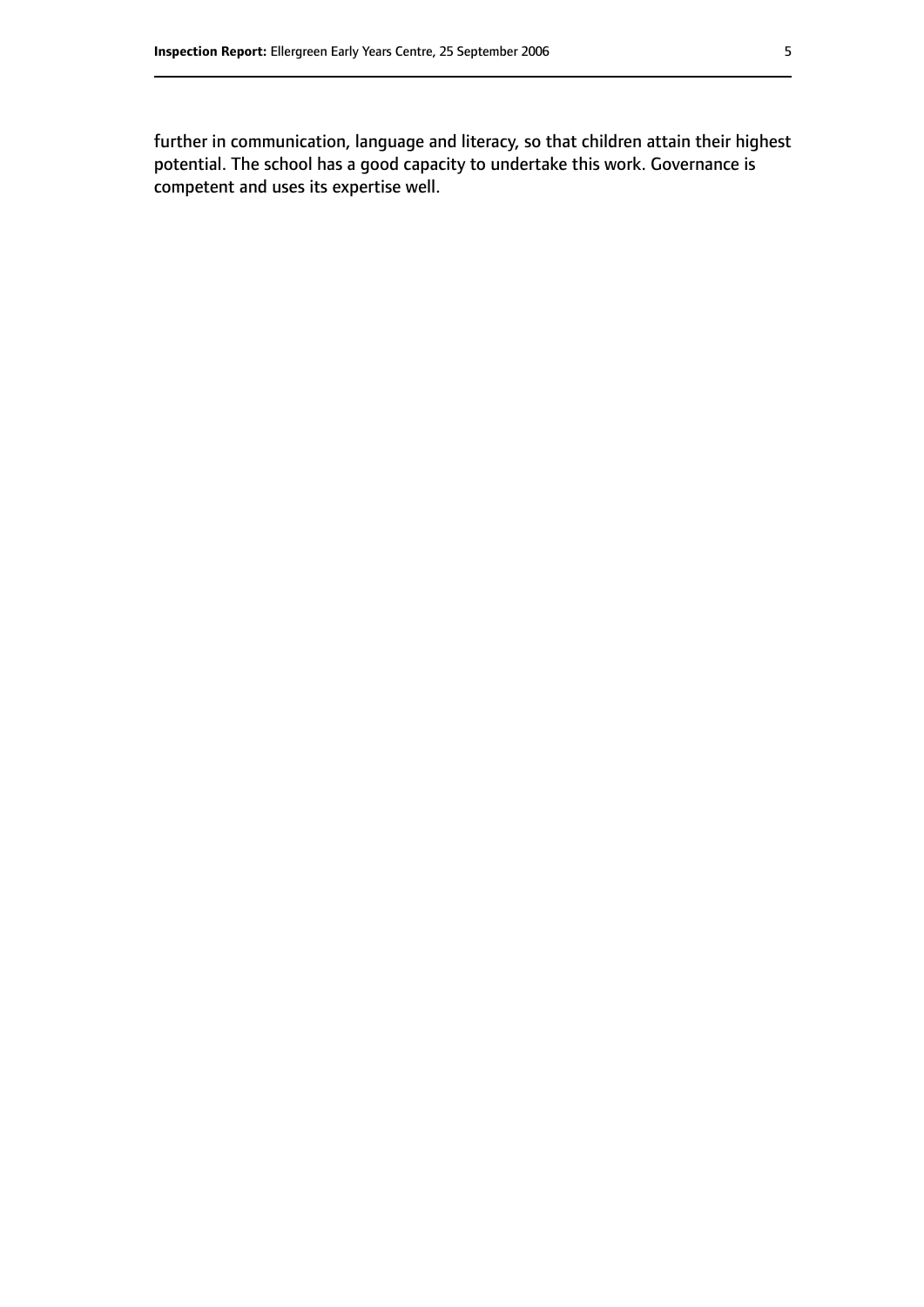further in communication, language and literacy, so that children attain their highest potential. The school has a good capacity to undertake this work. Governance is competent and uses its expertise well.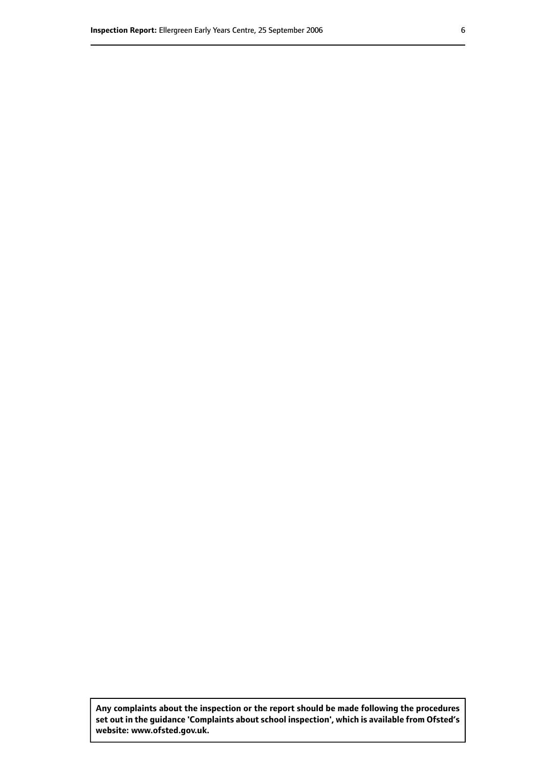**Any complaints about the inspection or the report should be made following the procedures set out in the guidance 'Complaints about school inspection', which is available from Ofsted's website: www.ofsted.gov.uk.**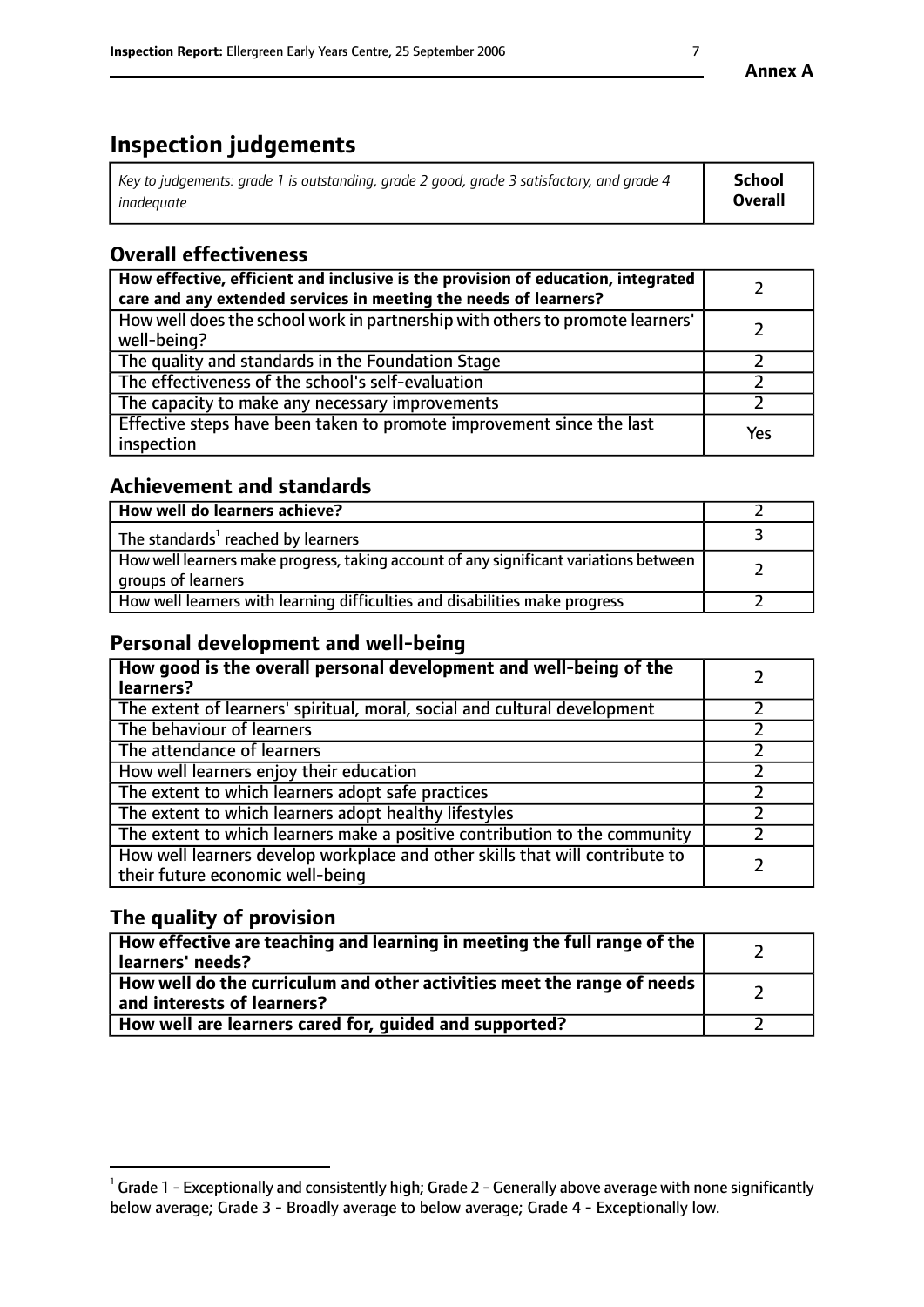**Annex A**

# Inspection judgements

| *Key to judgements: grade 1 is outstanding, grade 2 good, grade 3 satisfactory, and grade 4 inadequate* | **School Overall** |
|---|---|

## Overall effectiveness

| | |
|---|---|
| **How effective, efficient and inclusive is the provision of education, integrated care and any extended services in meeting the needs of learners?** | 2 |
| How well does the school work in partnership with others to promote learners' well-being? | 2 |
| The quality and standards in the Foundation Stage | 2 |
| The effectiveness of the school's self-evaluation | 2 |
| The capacity to make any necessary improvements | 2 |
| Effective steps have been taken to promote improvement since the last inspection | Yes |

## Achievement and standards

| | |
|---|---|
| **How well do learners achieve?** | 2 |
| The standards[1] reached by learners | 3 |
| How well learners make progress, taking account of any significant variations between groups of learners | 2 |
| How well learners with learning difficulties and disabilities make progress | 2 |

## Personal development and well-being

| | |
|---|---|
| **How good is the overall personal development and well-being of the learners?** | 2 |
| The extent of learners' spiritual, moral, social and cultural development | 2 |
| The behaviour of learners | 2 |
| The attendance of learners | 2 |
| How well learners enjoy their education | 2 |
| The extent to which learners adopt safe practices | 2 |
| The extent to which learners adopt healthy lifestyles | 2 |
| The extent to which learners make a positive contribution to the community | 2 |
| How well learners develop workplace and other skills that will contribute to their future economic well-being | 2 |

## The quality of provision

| | |
|---|---|
| **How effective are teaching and learning in meeting the full range of the learners' needs?** | 2 |
| **How well do the curriculum and other activities meet the range of needs and interests of learners?** | 2 |
| **How well are learners cared for, guided and supported?** | 2 |

[1] Grade 1 - Exceptionally and consistently high; Grade 2 - Generally above average with none significantly below average; Grade 3 - Broadly average to below average; Grade 4 - Exceptionally low.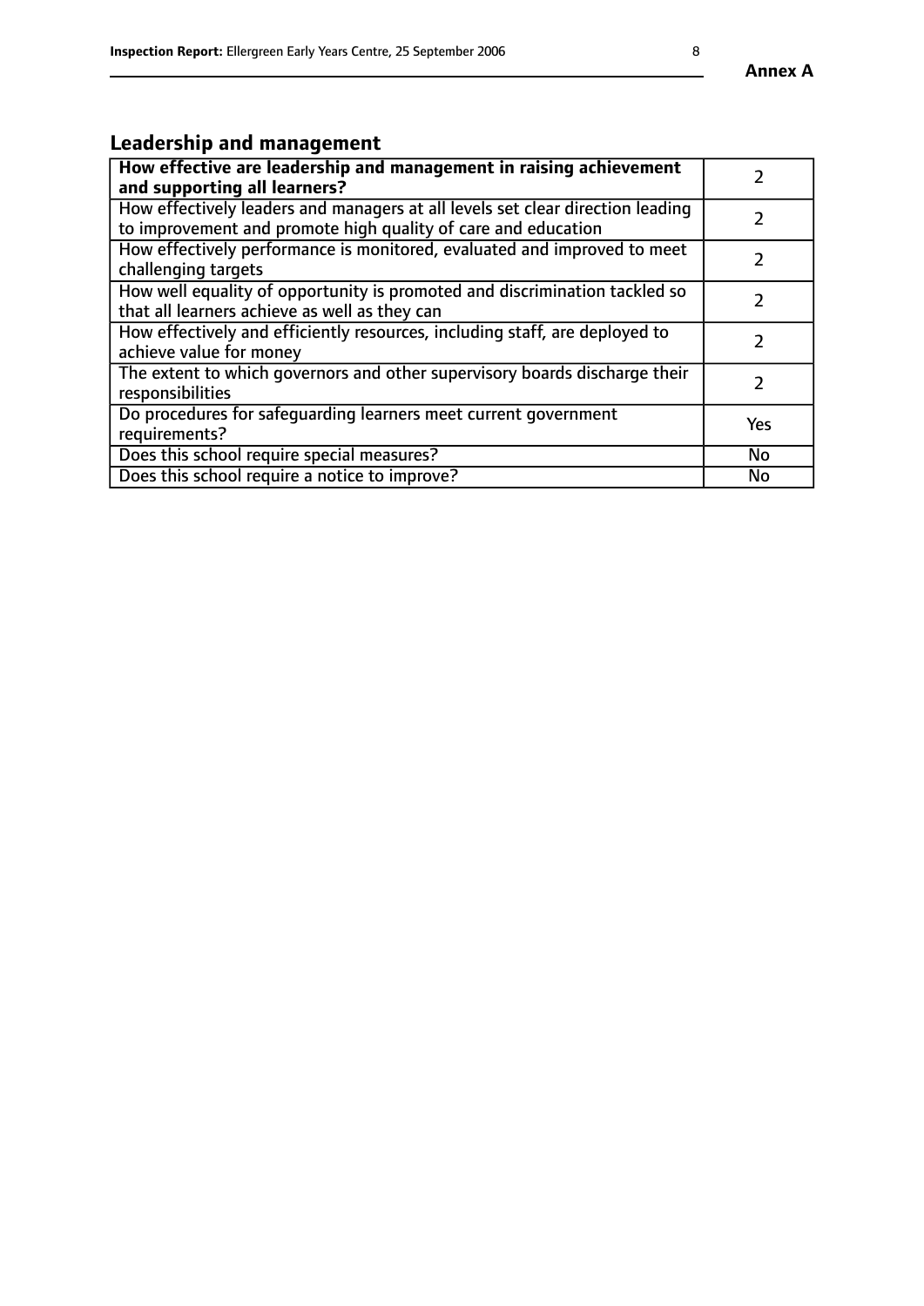## Leadership and management

| How effective are leadership and management in raising achievement and supporting all learners? | 2 |
|---|---|
| How effectively leaders and managers at all levels set clear direction leading to improvement and promote high quality of care and education | 2 |
| How effectively performance is monitored, evaluated and improved to meet challenging targets | 2 |
| How well equality of opportunity is promoted and discrimination tackled so that all learners achieve as well as they can | 2 |
| How effectively and efficiently resources, including staff, are deployed to achieve value for money | 2 |
| The extent to which governors and other supervisory boards discharge their responsibilities | 2 |
| Do procedures for safeguarding learners meet current government requirements? | Yes |
| Does this school require special measures? | No |
| Does this school require a notice to improve? | No |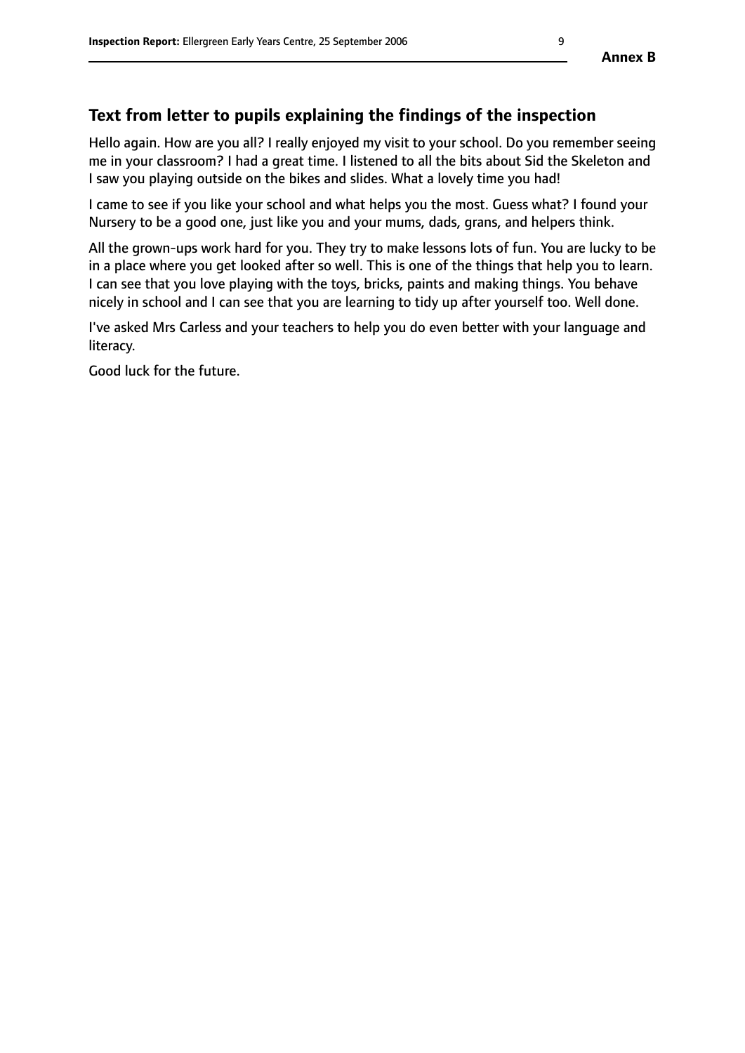## Text from letter to pupils explaining the findings of the inspection

Hello again. How are you all? I really enjoyed my visit to your school. Do you remember seeing me in your classroom? I had a great time. I listened to all the bits about Sid the Skeleton and I saw you playing outside on the bikes and slides. What a lovely time you had!

I came to see if you like your school and what helps you the most. Guess what? I found your Nursery to be a good one, just like you and your mums, dads, grans, and helpers think.

All the grown-ups work hard for you. They try to make lessons lots of fun. You are lucky to be in a place where you get looked after so well. This is one of the things that help you to learn. I can see that you love playing with the toys, bricks, paints and making things. You behave nicely in school and I can see that you are learning to tidy up after yourself too. Well done.

I've asked Mrs Carless and your teachers to help you do even better with your language and literacy.

Good luck for the future.